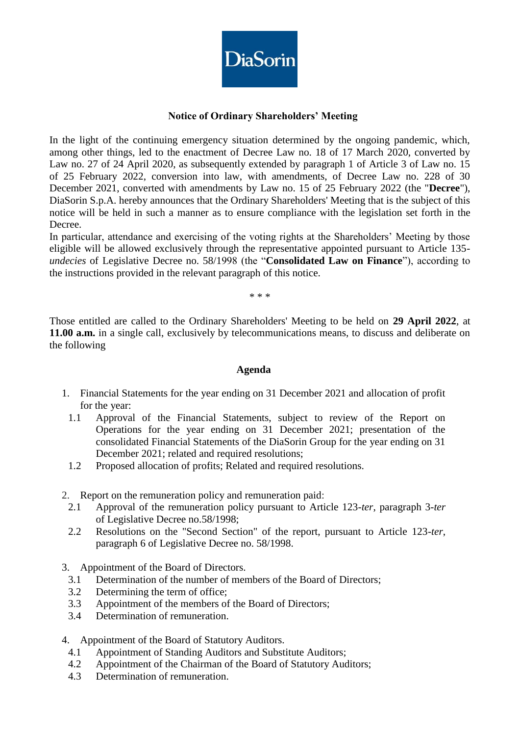DiaSorin

## Notice of Ordinary Shareholders' Meeting

In the light of the continuing emergency situation determined by the ongoing pandemic, which, among other things, led to the enactment of Decree Law no. 18 of 17 March 2020, converted by Law no. 27 of 24 April 2020, as subsequently extended by paragraph 1 of Article 3 of Law no. 15 of 25 February 2022, conversion into law, with amendments, of Decree Law no. 228 of 30 December 2021, converted with amendments by Law no. 15 of 25 February 2022 (the "**Decree**"), DiaSorin S.p.A. hereby announces that the Ordinary Shareholders' Meeting that is the subject of this notice will be held in such a manner as to ensure compliance with the legislation set forth in the Decree.

In particular, attendance and exercising of the voting rights at the Shareholders' Meeting by those eligible will be allowed exclusively through the representative appointed pursuant to Article 135-*undecies* of Legislative Decree no. 58/1998 (the "**Consolidated Law on Finance**"), according to the instructions provided in the relevant paragraph of this notice.

\* \* \*

Those entitled are called to the Ordinary Shareholders' Meeting to be held on **29 April 2022**, at **11.00 a.m.** in a single call, exclusively by telecommunications means, to discuss and deliberate on the following

### Agenda

1. Financial Statements for the year ending on 31 December 2021 and allocation of profit for the year:
   - 1.1 Approval of the Financial Statements, subject to review of the Report on Operations for the year ending on 31 December 2021; presentation of the consolidated Financial Statements of the DiaSorin Group for the year ending on 31 December 2021; related and required resolutions;
   - 1.2 Proposed allocation of profits; Related and required resolutions.

2. Report on the remuneration policy and remuneration paid:
   - 2.1 Approval of the remuneration policy pursuant to Article 123-*ter*, paragraph 3-*ter* of Legislative Decree no.58/1998;
   - 2.2 Resolutions on the "Second Section" of the report, pursuant to Article 123-*ter*, paragraph 6 of Legislative Decree no. 58/1998.

3. Appointment of the Board of Directors.
   - 3.1 Determination of the number of members of the Board of Directors;
   - 3.2 Determining the term of office;
   - 3.3 Appointment of the members of the Board of Directors;
   - 3.4 Determination of remuneration.

4. Appointment of the Board of Statutory Auditors.
   - 4.1 Appointment of Standing Auditors and Substitute Auditors;
   - 4.2 Appointment of the Chairman of the Board of Statutory Auditors;
   - 4.3 Determination of remuneration.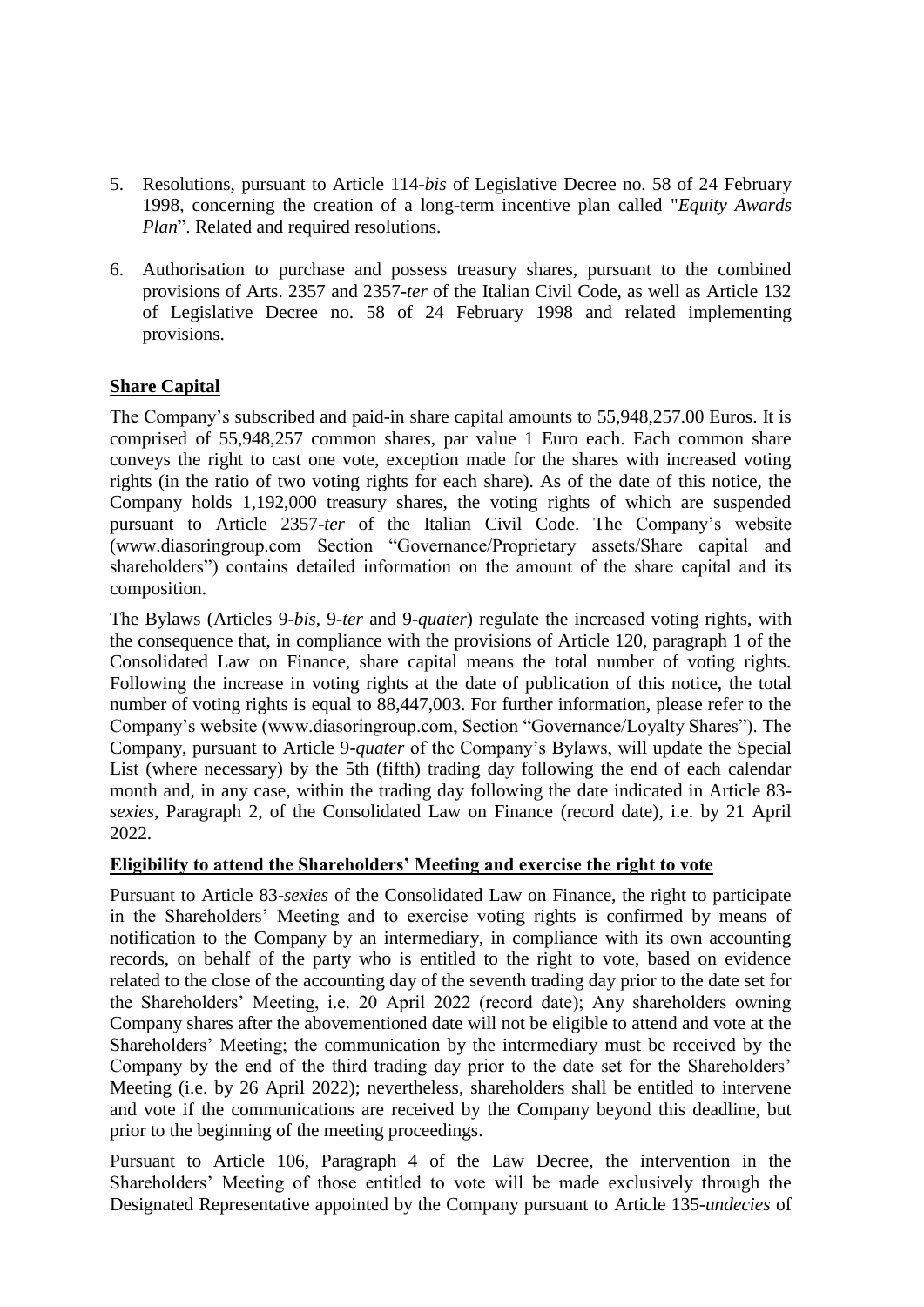5. Resolutions, pursuant to Article 114-*bis* of Legislative Decree no. 58 of 24 February 1998, concerning the creation of a long-term incentive plan called "*Equity Awards Plan*". Related and required resolutions.

6. Authorisation to purchase and possess treasury shares, pursuant to the combined provisions of Arts. 2357 and 2357-*ter* of the Italian Civil Code, as well as Article 132 of Legislative Decree no. 58 of 24 February 1998 and related implementing provisions.

**Share Capital**

The Company's subscribed and paid-in share capital amounts to 55,948,257.00 Euros. It is comprised of 55,948,257 common shares, par value 1 Euro each. Each common share conveys the right to cast one vote, exception made for the shares with increased voting rights (in the ratio of two voting rights for each share). As of the date of this notice, the Company holds 1,192,000 treasury shares, the voting rights of which are suspended pursuant to Article 2357-*ter* of the Italian Civil Code. The Company's website (www.diasoringroup.com Section "Governance/Proprietary assets/Share capital and shareholders") contains detailed information on the amount of the share capital and its composition.

The Bylaws (Articles 9-*bis*, 9-*ter* and 9-*quater*) regulate the increased voting rights, with the consequence that, in compliance with the provisions of Article 120, paragraph 1 of the Consolidated Law on Finance, share capital means the total number of voting rights. Following the increase in voting rights at the date of publication of this notice, the total number of voting rights is equal to 88,447,003. For further information, please refer to the Company's website (www.diasoringroup.com, Section "Governance/Loyalty Shares"). The Company, pursuant to Article 9-*quater* of the Company's Bylaws, will update the Special List (where necessary) by the 5th (fifth) trading day following the end of each calendar month and, in any case, within the trading day following the date indicated in Article 83-*sexies*, Paragraph 2, of the Consolidated Law on Finance (record date), i.e. by 21 April 2022.

**Eligibility to attend the Shareholders' Meeting and exercise the right to vote**

Pursuant to Article 83-*sexies* of the Consolidated Law on Finance, the right to participate in the Shareholders' Meeting and to exercise voting rights is confirmed by means of notification to the Company by an intermediary, in compliance with its own accounting records, on behalf of the party who is entitled to the right to vote, based on evidence related to the close of the accounting day of the seventh trading day prior to the date set for the Shareholders' Meeting, i.e. 20 April 2022 (record date); Any shareholders owning Company shares after the abovementioned date will not be eligible to attend and vote at the Shareholders' Meeting; the communication by the intermediary must be received by the Company by the end of the third trading day prior to the date set for the Shareholders' Meeting (i.e. by 26 April 2022); nevertheless, shareholders shall be entitled to intervene and vote if the communications are received by the Company beyond this deadline, but prior to the beginning of the meeting proceedings.

Pursuant to Article 106, Paragraph 4 of the Law Decree, the intervention in the Shareholders' Meeting of those entitled to vote will be made exclusively through the Designated Representative appointed by the Company pursuant to Article 135-*undecies* of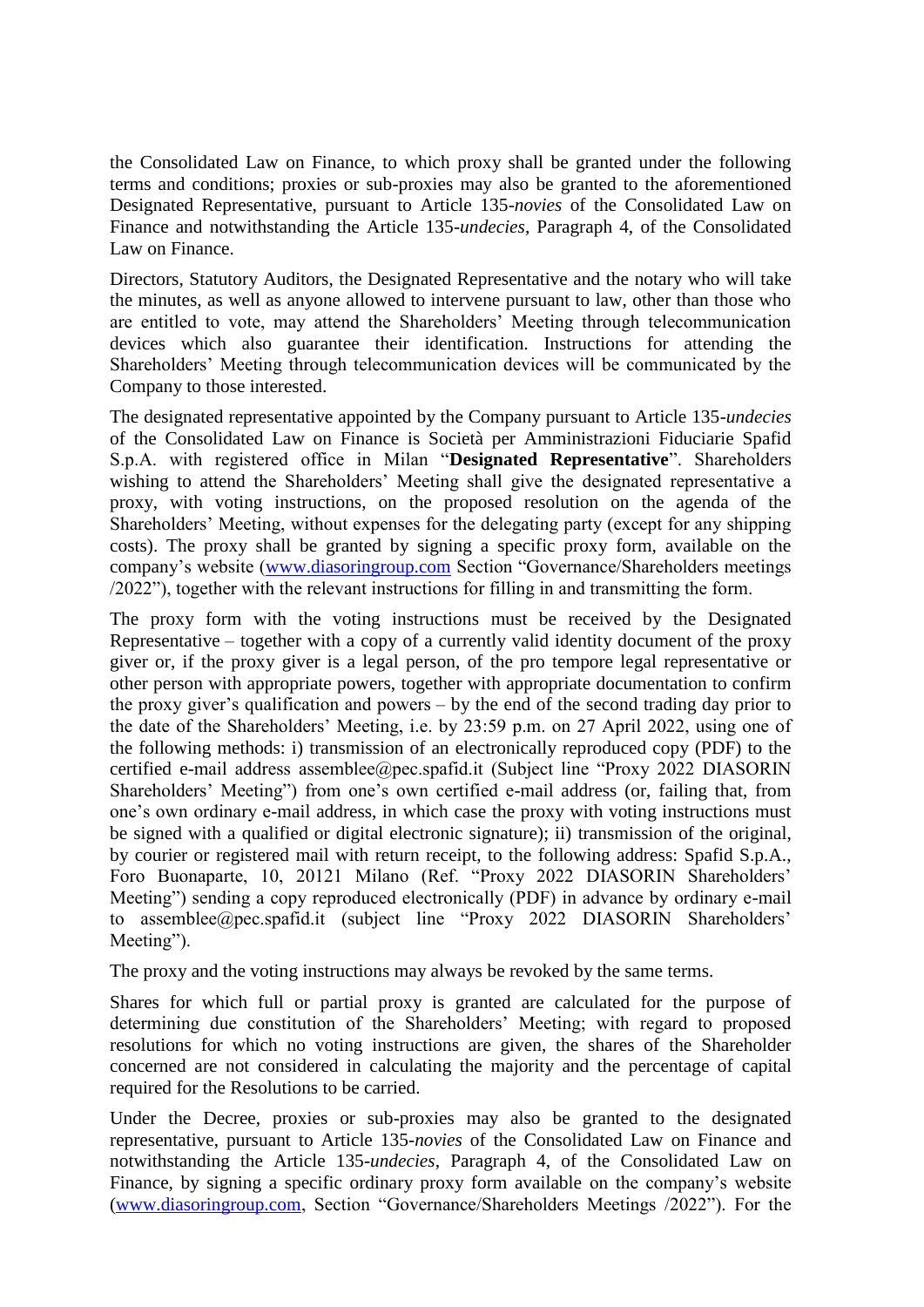the Consolidated Law on Finance, to which proxy shall be granted under the following terms and conditions; proxies or sub-proxies may also be granted to the aforementioned Designated Representative, pursuant to Article 135-*novies* of the Consolidated Law on Finance and notwithstanding the Article 135-*undecies*, Paragraph 4, of the Consolidated Law on Finance.

Directors, Statutory Auditors, the Designated Representative and the notary who will take the minutes, as well as anyone allowed to intervene pursuant to law, other than those who are entitled to vote, may attend the Shareholders' Meeting through telecommunication devices which also guarantee their identification. Instructions for attending the Shareholders' Meeting through telecommunication devices will be communicated by the Company to those interested.

The designated representative appointed by the Company pursuant to Article 135-*undecies* of the Consolidated Law on Finance is Società per Amministrazioni Fiduciarie Spafid S.p.A. with registered office in Milan "**Designated Representative**". Shareholders wishing to attend the Shareholders' Meeting shall give the designated representative a proxy, with voting instructions, on the proposed resolution on the agenda of the Shareholders' Meeting, without expenses for the delegating party (except for any shipping costs). The proxy shall be granted by signing a specific proxy form, available on the company's website ([www.diasoringroup.com](www.diasoringroup.com) Section "Governance/Shareholders meetings /2022"), together with the relevant instructions for filling in and transmitting the form.

The proxy form with the voting instructions must be received by the Designated Representative – together with a copy of a currently valid identity document of the proxy giver or, if the proxy giver is a legal person, of the pro tempore legal representative or other person with appropriate powers, together with appropriate documentation to confirm the proxy giver's qualification and powers – by the end of the second trading day prior to the date of the Shareholders' Meeting, i.e. by 23:59 p.m. on 27 April 2022, using one of the following methods: i) transmission of an electronically reproduced copy (PDF) to the certified e-mail address assemblee@pec.spafid.it (Subject line "Proxy 2022 DIASORIN Shareholders' Meeting") from one's own certified e-mail address (or, failing that, from one's own ordinary e-mail address, in which case the proxy with voting instructions must be signed with a qualified or digital electronic signature); ii) transmission of the original, by courier or registered mail with return receipt, to the following address: Spafid S.p.A., Foro Buonaparte, 10, 20121 Milano (Ref. "Proxy 2022 DIASORIN Shareholders' Meeting") sending a copy reproduced electronically (PDF) in advance by ordinary e-mail to assemblee@pec.spafid.it (subject line "Proxy 2022 DIASORIN Shareholders' Meeting").

The proxy and the voting instructions may always be revoked by the same terms.

Shares for which full or partial proxy is granted are calculated for the purpose of determining due constitution of the Shareholders' Meeting; with regard to proposed resolutions for which no voting instructions are given, the shares of the Shareholder concerned are not considered in calculating the majority and the percentage of capital required for the Resolutions to be carried.

Under the Decree, proxies or sub-proxies may also be granted to the designated representative, pursuant to Article 135-*novies* of the Consolidated Law on Finance and notwithstanding the Article 135-*undecies*, Paragraph 4, of the Consolidated Law on Finance, by signing a specific ordinary proxy form available on the company's website ([www.diasoringroup.com](www.diasoringroup.com), Section "Governance/Shareholders Meetings /2022"). For the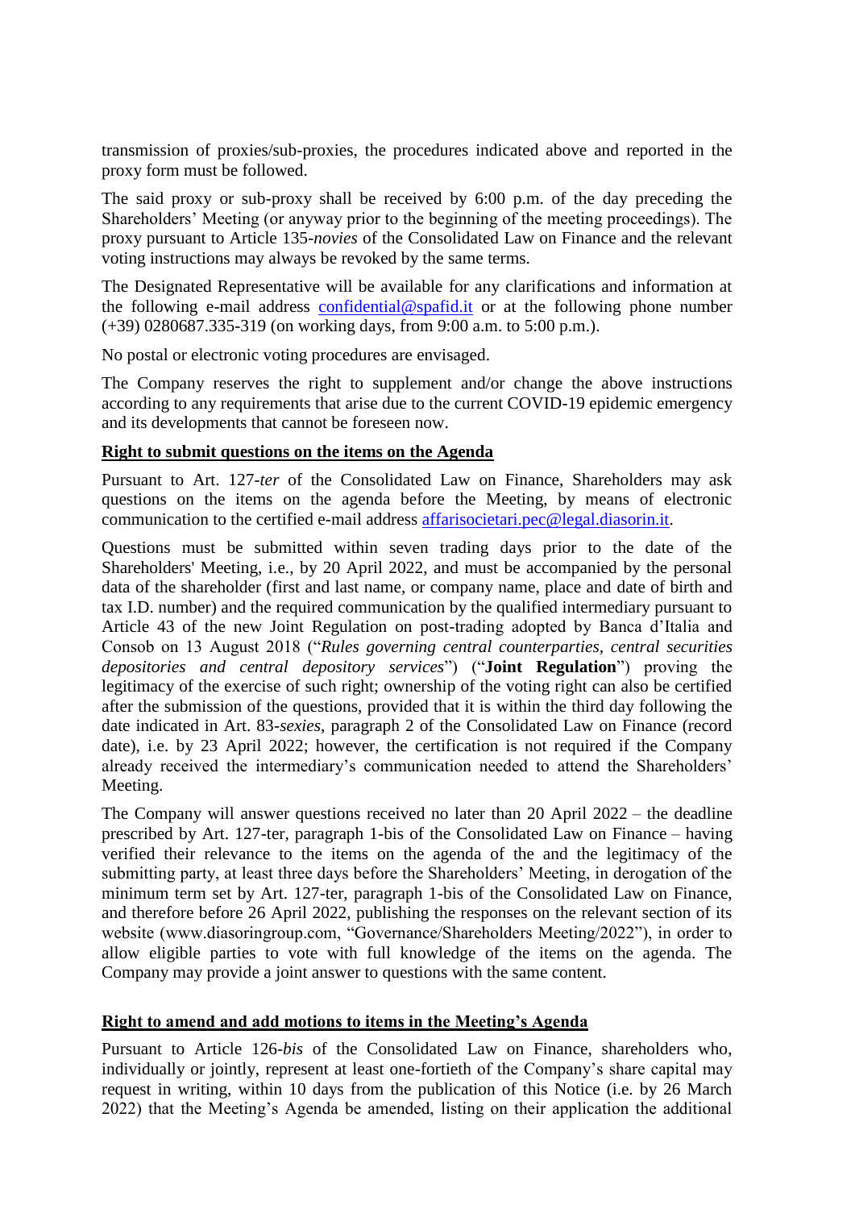transmission of proxies/sub-proxies, the procedures indicated above and reported in the proxy form must be followed.

The said proxy or sub-proxy shall be received by 6:00 p.m. of the day preceding the Shareholders' Meeting (or anyway prior to the beginning of the meeting proceedings). The proxy pursuant to Article 135-*novies* of the Consolidated Law on Finance and the relevant voting instructions may always be revoked by the same terms.

The Designated Representative will be available for any clarifications and information at the following e-mail address confidential@spafid.it or at the following phone number (+39) 0280687.335-319 (on working days, from 9:00 a.m. to 5:00 p.m.).

No postal or electronic voting procedures are envisaged.

The Company reserves the right to supplement and/or change the above instructions according to any requirements that arise due to the current COVID-19 epidemic emergency and its developments that cannot be foreseen now.

**Right to submit questions on the items on the Agenda**

Pursuant to Art. 127-*ter* of the Consolidated Law on Finance, Shareholders may ask questions on the items on the agenda before the Meeting, by means of electronic communication to the certified e-mail address affarisocietari.pec@legal.diasorin.it.

Questions must be submitted within seven trading days prior to the date of the Shareholders' Meeting, i.e., by 20 April 2022, and must be accompanied by the personal data of the shareholder (first and last name, or company name, place and date of birth and tax I.D. number) and the required communication by the qualified intermediary pursuant to Article 43 of the new Joint Regulation on post-trading adopted by Banca d'Italia and Consob on 13 August 2018 ("*Rules governing central counterparties, central securities depositories and central depository services*") ("**Joint Regulation**") proving the legitimacy of the exercise of such right; ownership of the voting right can also be certified after the submission of the questions, provided that it is within the third day following the date indicated in Art. 83-*sexies*, paragraph 2 of the Consolidated Law on Finance (record date), i.e. by 23 April 2022; however, the certification is not required if the Company already received the intermediary's communication needed to attend the Shareholders' Meeting.

The Company will answer questions received no later than 20 April 2022 – the deadline prescribed by Art. 127-ter, paragraph 1-bis of the Consolidated Law on Finance – having verified their relevance to the items on the agenda of the and the legitimacy of the submitting party, at least three days before the Shareholders' Meeting, in derogation of the minimum term set by Art. 127-ter, paragraph 1-bis of the Consolidated Law on Finance, and therefore before 26 April 2022, publishing the responses on the relevant section of its website (www.diasoringroup.com, "Governance/Shareholders Meeting/2022"), in order to allow eligible parties to vote with full knowledge of the items on the agenda. The Company may provide a joint answer to questions with the same content.

**Right to amend and add motions to items in the Meeting's Agenda**

Pursuant to Article 126-*bis* of the Consolidated Law on Finance, shareholders who, individually or jointly, represent at least one-fortieth of the Company's share capital may request in writing, within 10 days from the publication of this Notice (i.e. by 26 March 2022) that the Meeting's Agenda be amended, listing on their application the additional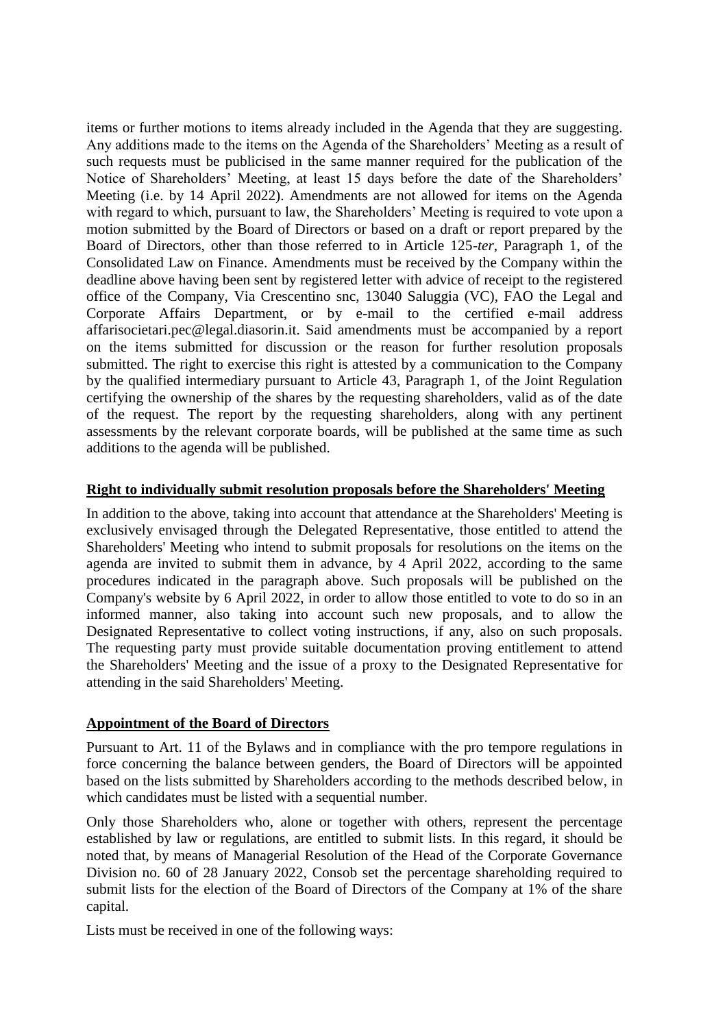items or further motions to items already included in the Agenda that they are suggesting. Any additions made to the items on the Agenda of the Shareholders' Meeting as a result of such requests must be publicised in the same manner required for the publication of the Notice of Shareholders' Meeting, at least 15 days before the date of the Shareholders' Meeting (i.e. by 14 April 2022). Amendments are not allowed for items on the Agenda with regard to which, pursuant to law, the Shareholders' Meeting is required to vote upon a motion submitted by the Board of Directors or based on a draft or report prepared by the Board of Directors, other than those referred to in Article 125-*ter*, Paragraph 1, of the Consolidated Law on Finance. Amendments must be received by the Company within the deadline above having been sent by registered letter with advice of receipt to the registered office of the Company, Via Crescentino snc, 13040 Saluggia (VC), FAO the Legal and Corporate Affairs Department, or by e-mail to the certified e-mail address affarisocietari.pec@legal.diasorin.it. Said amendments must be accompanied by a report on the items submitted for discussion or the reason for further resolution proposals submitted. The right to exercise this right is attested by a communication to the Company by the qualified intermediary pursuant to Article 43, Paragraph 1, of the Joint Regulation certifying the ownership of the shares by the requesting shareholders, valid as of the date of the request. The report by the requesting shareholders, along with any pertinent assessments by the relevant corporate boards, will be published at the same time as such additions to the agenda will be published.

**Right to individually submit resolution proposals before the Shareholders' Meeting**

In addition to the above, taking into account that attendance at the Shareholders' Meeting is exclusively envisaged through the Delegated Representative, those entitled to attend the Shareholders' Meeting who intend to submit proposals for resolutions on the items on the agenda are invited to submit them in advance, by 4 April 2022, according to the same procedures indicated in the paragraph above. Such proposals will be published on the Company's website by 6 April 2022, in order to allow those entitled to vote to do so in an informed manner, also taking into account such new proposals, and to allow the Designated Representative to collect voting instructions, if any, also on such proposals. The requesting party must provide suitable documentation proving entitlement to attend the Shareholders' Meeting and the issue of a proxy to the Designated Representative for attending in the said Shareholders' Meeting.

**Appointment of the Board of Directors**

Pursuant to Art. 11 of the Bylaws and in compliance with the pro tempore regulations in force concerning the balance between genders, the Board of Directors will be appointed based on the lists submitted by Shareholders according to the methods described below, in which candidates must be listed with a sequential number.

Only those Shareholders who, alone or together with others, represent the percentage established by law or regulations, are entitled to submit lists. In this regard, it should be noted that, by means of Managerial Resolution of the Head of the Corporate Governance Division no. 60 of 28 January 2022, Consob set the percentage shareholding required to submit lists for the election of the Board of Directors of the Company at 1% of the share capital.

Lists must be received in one of the following ways: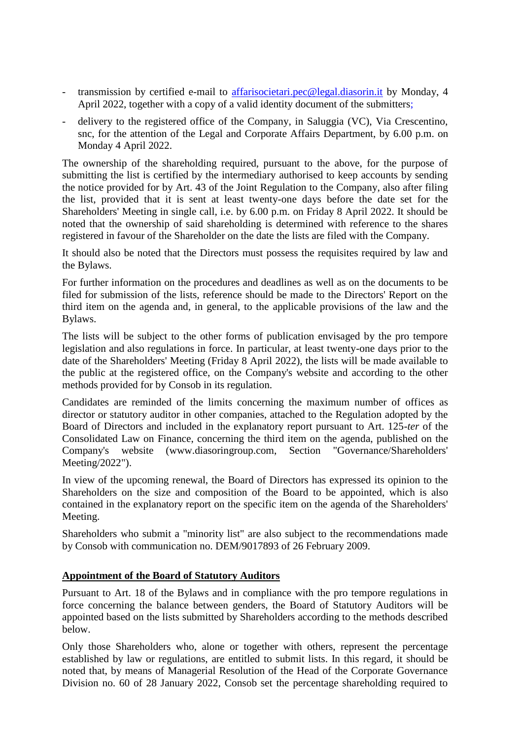- transmission by certified e-mail to affarisocietari.pec@legal.diasorin.it by Monday, 4 April 2022, together with a copy of a valid identity document of the submitters;
- delivery to the registered office of the Company, in Saluggia (VC), Via Crescentino, snc, for the attention of the Legal and Corporate Affairs Department, by 6.00 p.m. on Monday 4 April 2022.

The ownership of the shareholding required, pursuant to the above, for the purpose of submitting the list is certified by the intermediary authorised to keep accounts by sending the notice provided for by Art. 43 of the Joint Regulation to the Company, also after filing the list, provided that it is sent at least twenty-one days before the date set for the Shareholders' Meeting in single call, i.e. by 6.00 p.m. on Friday 8 April 2022. It should be noted that the ownership of said shareholding is determined with reference to the shares registered in favour of the Shareholder on the date the lists are filed with the Company.

It should also be noted that the Directors must possess the requisites required by law and the Bylaws.

For further information on the procedures and deadlines as well as on the documents to be filed for submission of the lists, reference should be made to the Directors' Report on the third item on the agenda and, in general, to the applicable provisions of the law and the Bylaws.

The lists will be subject to the other forms of publication envisaged by the pro tempore legislation and also regulations in force. In particular, at least twenty-one days prior to the date of the Shareholders' Meeting (Friday 8 April 2022), the lists will be made available to the public at the registered office, on the Company's website and according to the other methods provided for by Consob in its regulation.

Candidates are reminded of the limits concerning the maximum number of offices as director or statutory auditor in other companies, attached to the Regulation adopted by the Board of Directors and included in the explanatory report pursuant to Art. 125-*ter* of the Consolidated Law on Finance, concerning the third item on the agenda, published on the Company's website (www.diasoringroup.com, Section "Governance/Shareholders' Meeting/2022").

In view of the upcoming renewal, the Board of Directors has expressed its opinion to the Shareholders on the size and composition of the Board to be appointed, which is also contained in the explanatory report on the specific item on the agenda of the Shareholders' Meeting.

Shareholders who submit a "minority list" are also subject to the recommendations made by Consob with communication no. DEM/9017893 of 26 February 2009.

## Appointment of the Board of Statutory Auditors

Pursuant to Art. 18 of the Bylaws and in compliance with the pro tempore regulations in force concerning the balance between genders, the Board of Statutory Auditors will be appointed based on the lists submitted by Shareholders according to the methods described below.

Only those Shareholders who, alone or together with others, represent the percentage established by law or regulations, are entitled to submit lists. In this regard, it should be noted that, by means of Managerial Resolution of the Head of the Corporate Governance Division no. 60 of 28 January 2022, Consob set the percentage shareholding required to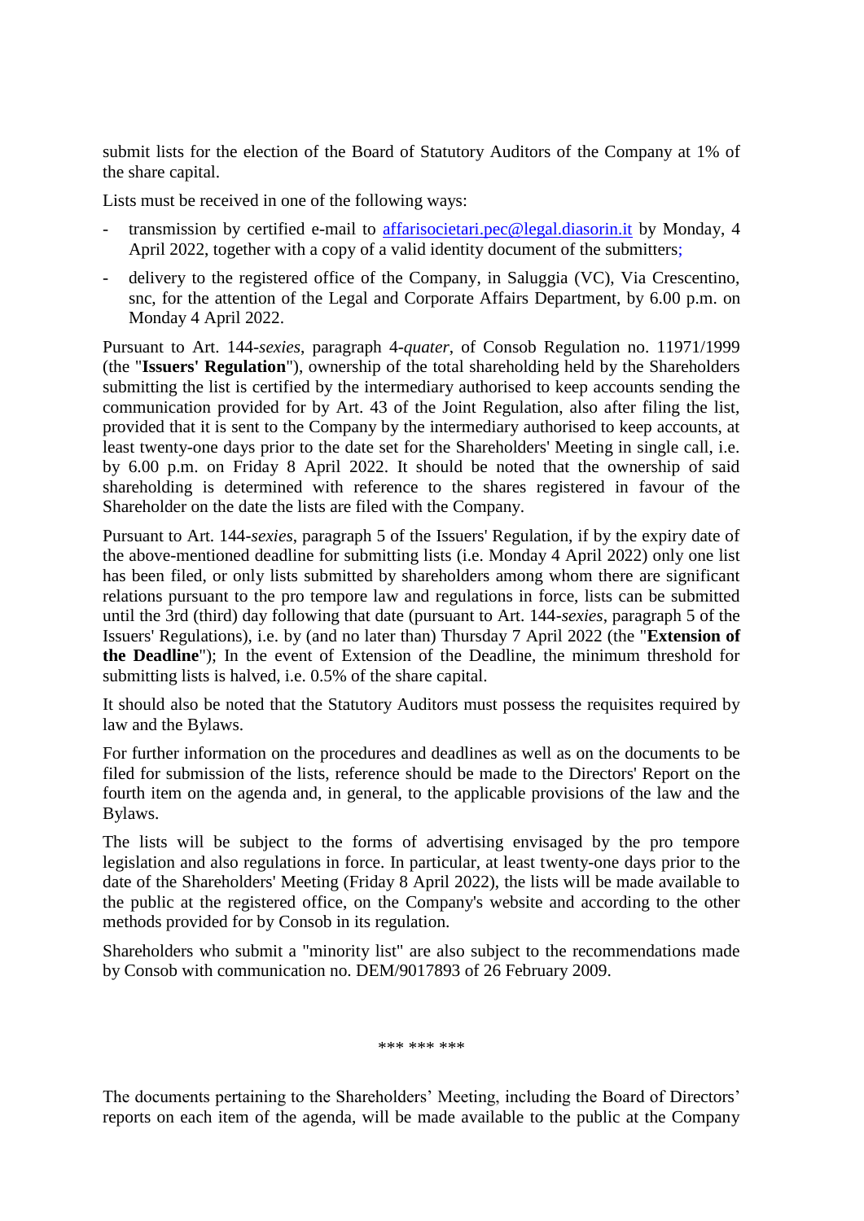submit lists for the election of the Board of Statutory Auditors of the Company at 1% of the share capital.

Lists must be received in one of the following ways:

- transmission by certified e-mail to affarisocietari.pec@legal.diasorin.it by Monday, 4 April 2022, together with a copy of a valid identity document of the submitters;
- delivery to the registered office of the Company, in Saluggia (VC), Via Crescentino, snc, for the attention of the Legal and Corporate Affairs Department, by 6.00 p.m. on Monday 4 April 2022.

Pursuant to Art. 144-*sexies*, paragraph 4-*quater*, of Consob Regulation no. 11971/1999 (the "**Issuers' Regulation**"), ownership of the total shareholding held by the Shareholders submitting the list is certified by the intermediary authorised to keep accounts sending the communication provided for by Art. 43 of the Joint Regulation, also after filing the list, provided that it is sent to the Company by the intermediary authorised to keep accounts, at least twenty-one days prior to the date set for the Shareholders' Meeting in single call, i.e. by 6.00 p.m. on Friday 8 April 2022. It should be noted that the ownership of said shareholding is determined with reference to the shares registered in favour of the Shareholder on the date the lists are filed with the Company.

Pursuant to Art. 144-*sexies*, paragraph 5 of the Issuers' Regulation, if by the expiry date of the above-mentioned deadline for submitting lists (i.e. Monday 4 April 2022) only one list has been filed, or only lists submitted by shareholders among whom there are significant relations pursuant to the pro tempore law and regulations in force, lists can be submitted until the 3rd (third) day following that date (pursuant to Art. 144-*sexies*, paragraph 5 of the Issuers' Regulations), i.e. by (and no later than) Thursday 7 April 2022 (the "**Extension of the Deadline**"); In the event of Extension of the Deadline, the minimum threshold for submitting lists is halved, i.e. 0.5% of the share capital.

It should also be noted that the Statutory Auditors must possess the requisites required by law and the Bylaws.

For further information on the procedures and deadlines as well as on the documents to be filed for submission of the lists, reference should be made to the Directors' Report on the fourth item on the agenda and, in general, to the applicable provisions of the law and the Bylaws.

The lists will be subject to the forms of advertising envisaged by the pro tempore legislation and also regulations in force. In particular, at least twenty-one days prior to the date of the Shareholders' Meeting (Friday 8 April 2022), the lists will be made available to the public at the registered office, on the Company's website and according to the other methods provided for by Consob in its regulation.

Shareholders who submit a "minority list" are also subject to the recommendations made by Consob with communication no. DEM/9017893 of 26 February 2009.

*** *** ***

The documents pertaining to the Shareholders' Meeting, including the Board of Directors' reports on each item of the agenda, will be made available to the public at the Company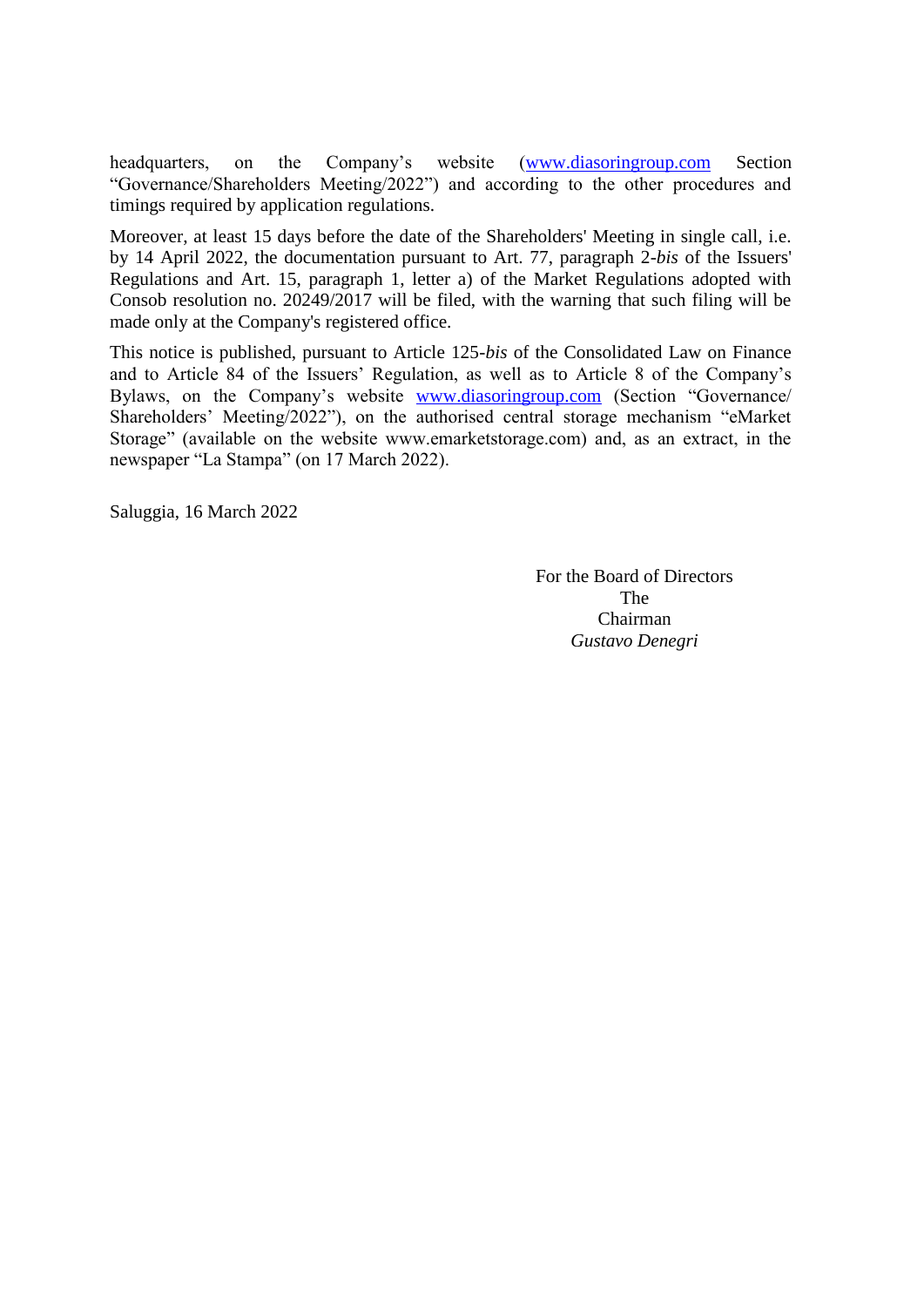headquarters, on the Company's website (www.diasoringroup.com Section "Governance/Shareholders Meeting/2022") and according to the other procedures and timings required by application regulations.

Moreover, at least 15 days before the date of the Shareholders' Meeting in single call, i.e. by 14 April 2022, the documentation pursuant to Art. 77, paragraph 2-*bis* of the Issuers' Regulations and Art. 15, paragraph 1, letter a) of the Market Regulations adopted with Consob resolution no. 20249/2017 will be filed, with the warning that such filing will be made only at the Company's registered office.

This notice is published, pursuant to Article 125-*bis* of the Consolidated Law on Finance and to Article 84 of the Issuers' Regulation, as well as to Article 8 of the Company's Bylaws, on the Company's website www.diasoringroup.com (Section "Governance/ Shareholders' Meeting/2022"), on the authorised central storage mechanism "eMarket Storage" (available on the website www.emarketstorage.com) and, as an extract, in the newspaper "La Stampa" (on 17 March 2022).

Saluggia, 16 March 2022

For the Board of Directors
The
Chairman
*Gustavo Denegri*